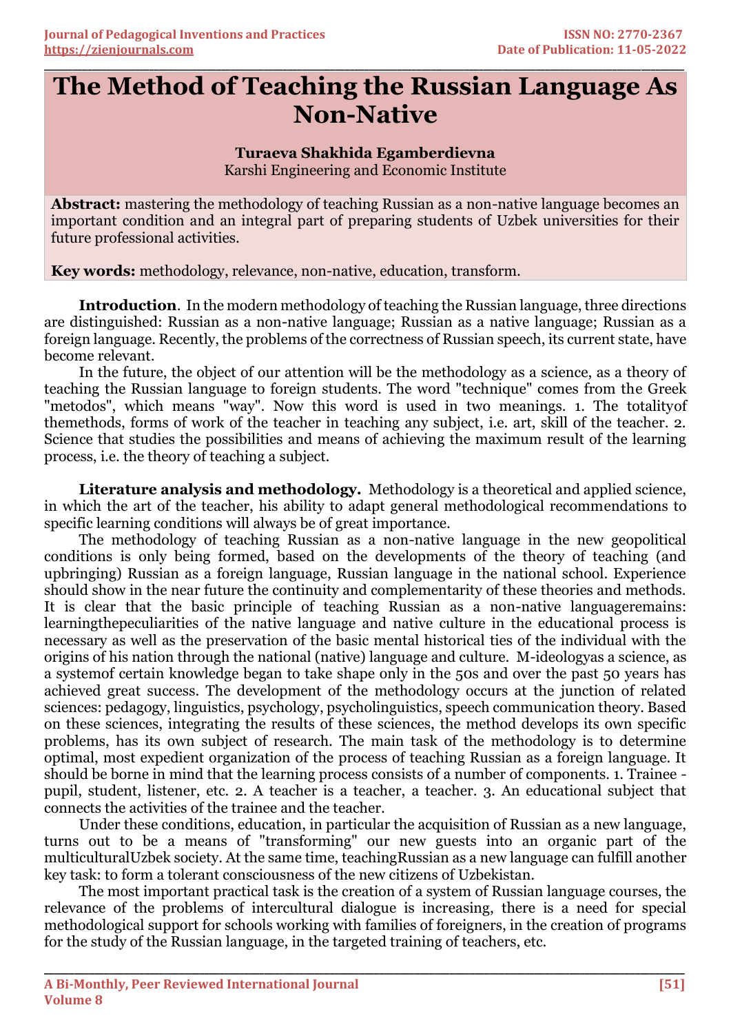# The Method of Teaching the Russian Language As Non-Native

**Turaeva Shakhida Egamberdievna**
Karshi Engineering and Economic Institute

**Abstract:** mastering the methodology of teaching Russian as a non-native language becomes an important condition and an integral part of preparing students of Uzbek universities for their future professional activities.

**Key words:** methodology, relevance, non-native, education, transform.

**Introduction**. In the modern methodology of teaching the Russian language, three directions are distinguished: Russian as a non-native language; Russian as a native language; Russian as a foreign language. Recently, the problems of the correctness of Russian speech, its current state, have become relevant.

In the future, the object of our attention will be the methodology as a science, as a theory of teaching the Russian language to foreign students. The word "technique" comes from the Greek "metodos", which means "way". Now this word is used in two meanings. 1. The totalityof themethods, forms of work of the teacher in teaching any subject, i.e. art, skill of the teacher. 2. Science that studies the possibilities and means of achieving the maximum result of the learning process, i.e. the theory of teaching a subject.

**Literature analysis and methodology.** Methodology is a theoretical and applied science, in which the art of the teacher, his ability to adapt general methodological recommendations to specific learning conditions will always be of great importance.

The methodology of teaching Russian as a non-native language in the new geopolitical conditions is only being formed, based on the developments of the theory of teaching (and upbringing) Russian as a foreign language, Russian language in the national school. Experience should show in the near future the continuity and complementarity of these theories and methods. It is clear that the basic principle of teaching Russian as a non-native languageremains: learningthepeculiarities of the native language and native culture in the educational process is necessary as well as the preservation of the basic mental historical ties of the individual with the origins of his nation through the national (native) language and culture. M-ideologyas a science, as a systemof certain knowledge began to take shape only in the 50s and over the past 50 years has achieved great success. The development of the methodology occurs at the junction of related sciences: pedagogy, linguistics, psychology, psycholinguistics, speech communication theory. Based on these sciences, integrating the results of these sciences, the method develops its own specific problems, has its own subject of research. The main task of the methodology is to determine optimal, most expedient organization of the process of teaching Russian as a foreign language. It should be borne in mind that the learning process consists of a number of components. 1. Trainee - pupil, student, listener, etc. 2. A teacher is a teacher, a teacher. 3. An educational subject that connects the activities of the trainee and the teacher.

Under these conditions, education, in particular the acquisition of Russian as a new language, turns out to be a means of "transforming" our new guests into an organic part of the multiculturalUzbek society. At the same time, teachingRussian as a new language can fulfill another key task: to form a tolerant consciousness of the new citizens of Uzbekistan.

The most important practical task is the creation of a system of Russian language courses, the relevance of the problems of intercultural dialogue is increasing, there is a need for special methodological support for schools working with families of foreigners, in the creation of programs for the study of the Russian language, in the targeted training of teachers, etc.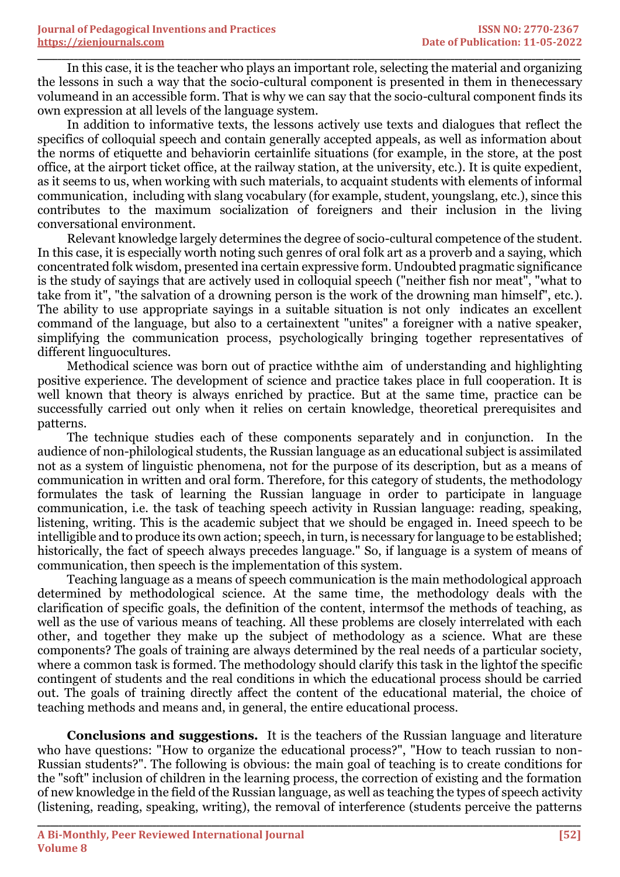In this case, it is the teacher who plays an important role, selecting the material and organizing the lessons in such a way that the socio-cultural component is presented in them in thenecessary volumeand in an accessible form. That is why we can say that the socio-cultural component finds its own expression at all levels of the language system.

In addition to informative texts, the lessons actively use texts and dialogues that reflect the specifics of colloquial speech and contain generally accepted appeals, as well as information about the norms of etiquette and behaviorin certainlife situations (for example, in the store, at the post office, at the airport ticket office, at the railway station, at the university, etc.). It is quite expedient, as it seems to us, when working with such materials, to acquaint students with elements of informal communication, including with slang vocabulary (for example, student, youngslang, etc.), since this contributes to the maximum socialization of foreigners and their inclusion in the living conversational environment.

Relevant knowledge largely determines the degree of socio-cultural competence of the student. In this case, it is especially worth noting such genres of oral folk art as a proverb and a saying, which concentrated folk wisdom, presented ina certain expressive form. Undoubted pragmatic significance is the study of sayings that are actively used in colloquial speech ("neither fish nor meat", "what to take from it", "the salvation of a drowning person is the work of the drowning man himself", etc.). The ability to use appropriate sayings in a suitable situation is not only indicates an excellent command of the language, but also to a certainextent "unites" a foreigner with a native speaker, simplifying the communication process, psychologically bringing together representatives of different linguocultures.

Methodical science was born out of practice withthe aim of understanding and highlighting positive experience. The development of science and practice takes place in full cooperation. It is well known that theory is always enriched by practice. But at the same time, practice can be successfully carried out only when it relies on certain knowledge, theoretical prerequisites and patterns.

The technique studies each of these components separately and in conjunction. In the audience of non-philological students, the Russian language as an educational subject is assimilated not as a system of linguistic phenomena, not for the purpose of its description, but as a means of communication in written and oral form. Therefore, for this category of students, the methodology formulates the task of learning the Russian language in order to participate in language communication, i.e. the task of teaching speech activity in Russian language: reading, speaking, listening, writing. This is the academic subject that we should be engaged in. Ineed speech to be intelligible and to produce its own action; speech, in turn, is necessary for language to be established; historically, the fact of speech always precedes language." So, if language is a system of means of communication, then speech is the implementation of this system.

Teaching language as a means of speech communication is the main methodological approach determined by methodological science. At the same time, the methodology deals with the clarification of specific goals, the definition of the content, intermsof the methods of teaching, as well as the use of various means of teaching. All these problems are closely interrelated with each other, and together they make up the subject of methodology as a science. What are these components? The goals of training are always determined by the real needs of a particular society, where a common task is formed. The methodology should clarify this task in the lightof the specific contingent of students and the real conditions in which the educational process should be carried out. The goals of training directly affect the content of the educational material, the choice of teaching methods and means and, in general, the entire educational process.

**Conclusions and suggestions.** It is the teachers of the Russian language and literature who have questions: "How to organize the educational process?", "How to teach russian to non-Russian students?". The following is obvious: the main goal of teaching is to create conditions for the "soft" inclusion of children in the learning process, the correction of existing and the formation of new knowledge in the field of the Russian language, as well as teaching the types of speech activity (listening, reading, speaking, writing), the removal of interference (students perceive the patterns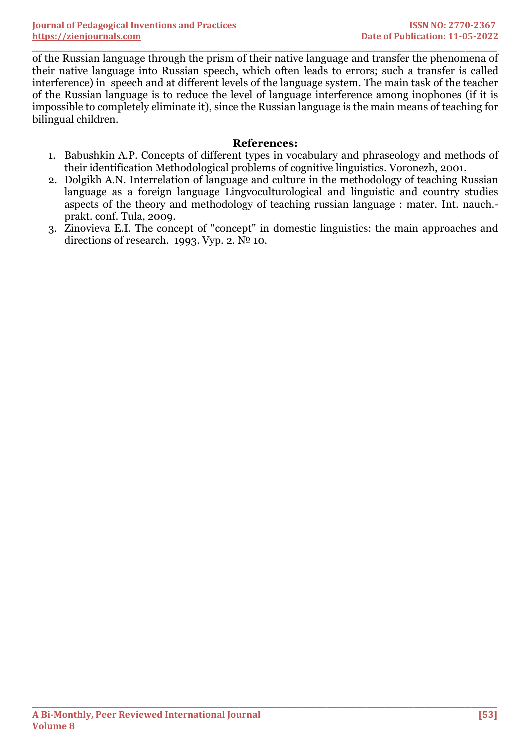of the Russian language through the prism of their native language and transfer the phenomena of their native language into Russian speech, which often leads to errors; such a transfer is called interference) in speech and at different levels of the language system. The main task of the teacher of the Russian language is to reduce the level of language interference among inophones (if it is impossible to completely eliminate it), since the Russian language is the main means of teaching for bilingual children.

## References:

1. Babushkin A.P. Concepts of different types in vocabulary and phraseology and methods of their identification Methodological problems of cognitive linguistics. Voronezh, 2001.
2. Dolgikh A.N. Interrelation of language and culture in the methodology of teaching Russian language as a foreign language Lingvoculturological and linguistic and country studies aspects of the theory and methodology of teaching russian language : mater. Int. nauch.-prakt. conf. Tula, 2009.
3. Zinovieva E.I. The concept of "concept" in domestic linguistics: the main approaches and directions of research. 1993. Vyp. 2. № 10.